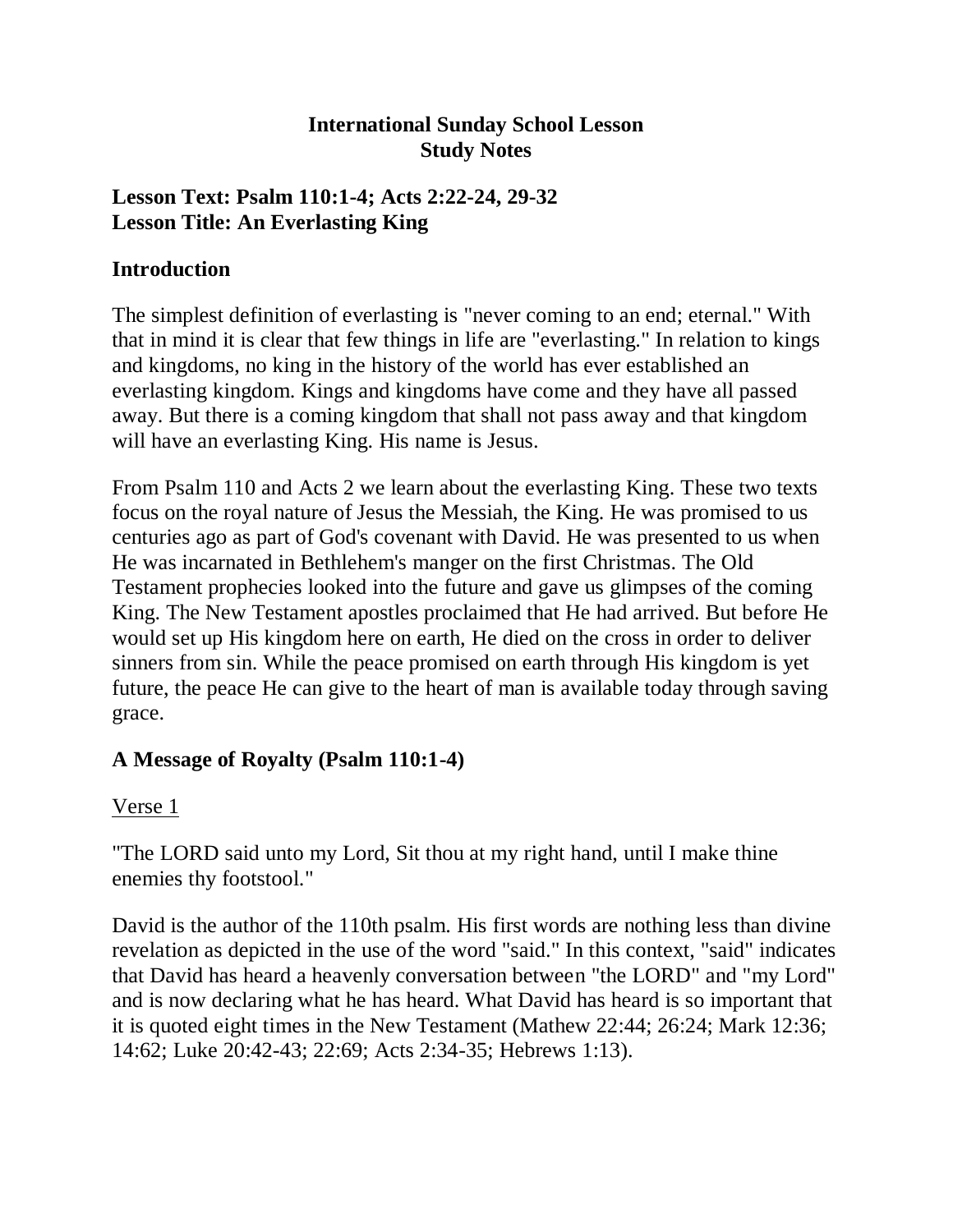**International Sunday School Lesson**
**Study Notes**

## Lesson Text: Psalm 110:1-4; Acts 2:22-24, 29-32
## Lesson Title: An Everlasting King

### Introduction

The simplest definition of everlasting is "never coming to an end; eternal." With that in mind it is clear that few things in life are "everlasting." In relation to kings and kingdoms, no king in the history of the world has ever established an everlasting kingdom. Kings and kingdoms have come and they have all passed away. But there is a coming kingdom that shall not pass away and that kingdom will have an everlasting King. His name is Jesus.

From Psalm 110 and Acts 2 we learn about the everlasting King. These two texts focus on the royal nature of Jesus the Messiah, the King. He was promised to us centuries ago as part of God's covenant with David. He was presented to us when He was incarnated in Bethlehem's manger on the first Christmas. The Old Testament prophecies looked into the future and gave us glimpses of the coming King. The New Testament apostles proclaimed that He had arrived. But before He would set up His kingdom here on earth, He died on the cross in order to deliver sinners from sin. While the peace promised on earth through His kingdom is yet future, the peace He can give to the heart of man is available today through saving grace.

### A Message of Royalty (Psalm 110:1-4)

Verse 1

"The LORD said unto my Lord, Sit thou at my right hand, until I make thine enemies thy footstool."

David is the author of the 110th psalm. His first words are nothing less than divine revelation as depicted in the use of the word "said." In this context, "said" indicates that David has heard a heavenly conversation between "the LORD" and "my Lord" and is now declaring what he has heard. What David has heard is so important that it is quoted eight times in the New Testament (Mathew 22:44; 26:24; Mark 12:36; 14:62; Luke 20:42-43; 22:69; Acts 2:34-35; Hebrews 1:13).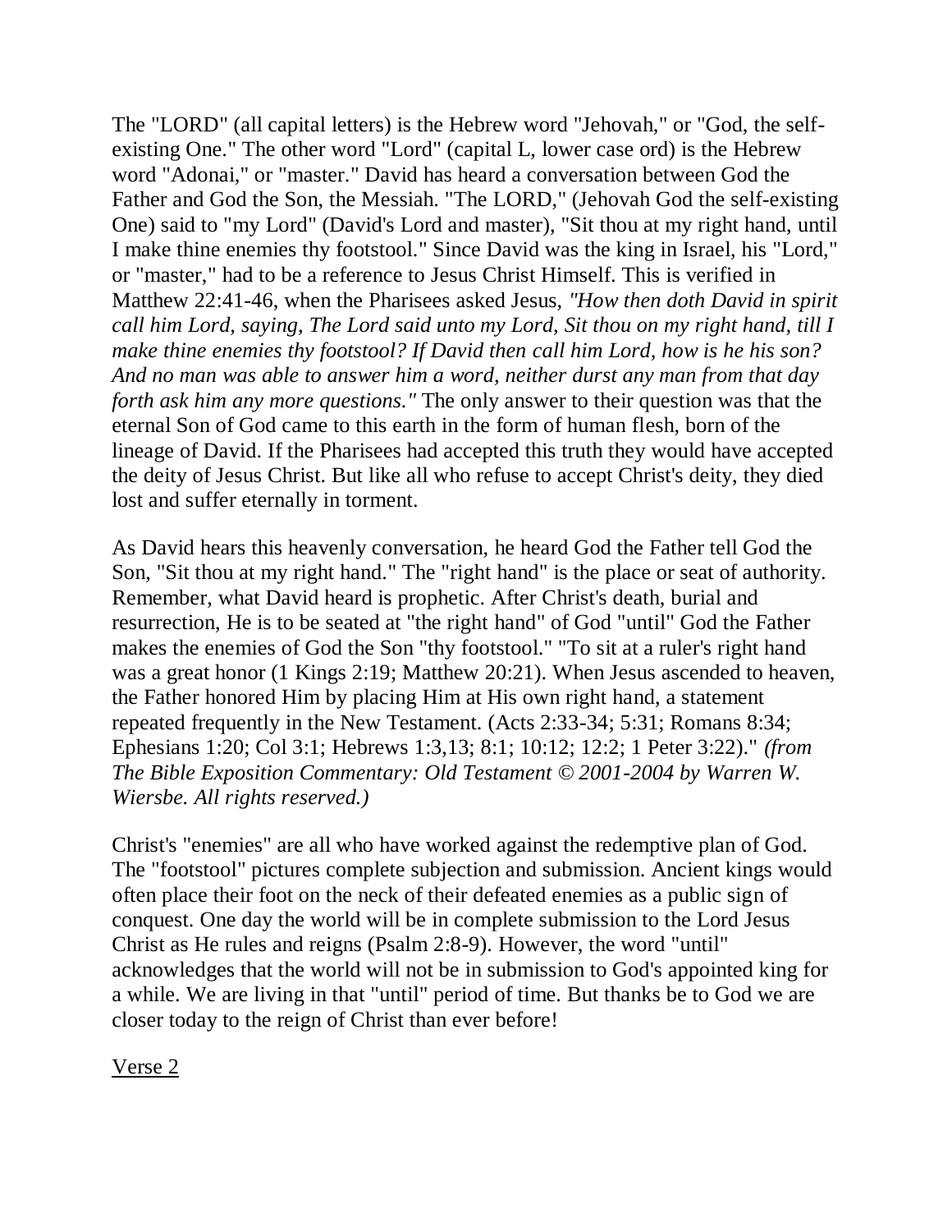The "LORD" (all capital letters) is the Hebrew word "Jehovah," or "God, the self-existing One." The other word "Lord" (capital L, lower case ord) is the Hebrew word "Adonai," or "master." David has heard a conversation between God the Father and God the Son, the Messiah. "The LORD," (Jehovah God the self-existing One) said to "my Lord" (David's Lord and master), "Sit thou at my right hand, until I make thine enemies thy footstool." Since David was the king in Israel, his "Lord," or "master," had to be a reference to Jesus Christ Himself. This is verified in Matthew 22:41-46, when the Pharisees asked Jesus, *"How then doth David in spirit call him Lord, saying, The Lord said unto my Lord, Sit thou on my right hand, till I make thine enemies thy footstool? If David then call him Lord, how is he his son? And no man was able to answer him a word, neither durst any man from that day forth ask him any more questions."* The only answer to their question was that the eternal Son of God came to this earth in the form of human flesh, born of the lineage of David. If the Pharisees had accepted this truth they would have accepted the deity of Jesus Christ. But like all who refuse to accept Christ's deity, they died lost and suffer eternally in torment.

As David hears this heavenly conversation, he heard God the Father tell God the Son, "Sit thou at my right hand." The "right hand" is the place or seat of authority. Remember, what David heard is prophetic. After Christ's death, burial and resurrection, He is to be seated at "the right hand" of God "until" God the Father makes the enemies of God the Son "thy footstool." "To sit at a ruler's right hand was a great honor (1 Kings 2:19; Matthew 20:21). When Jesus ascended to heaven, the Father honored Him by placing Him at His own right hand, a statement repeated frequently in the New Testament. (Acts 2:33-34; 5:31; Romans 8:34; Ephesians 1:20; Col 3:1; Hebrews 1:3,13; 8:1; 10:12; 12:2; 1 Peter 3:22)." *(from The Bible Exposition Commentary: Old Testament © 2001-2004 by Warren W. Wiersbe. All rights reserved.)*

Christ's "enemies" are all who have worked against the redemptive plan of God. The "footstool" pictures complete subjection and submission. Ancient kings would often place their foot on the neck of their defeated enemies as a public sign of conquest. One day the world will be in complete submission to the Lord Jesus Christ as He rules and reigns (Psalm 2:8-9). However, the word "until" acknowledges that the world will not be in submission to God's appointed king for a while. We are living in that "until" period of time. But thanks be to God we are closer today to the reign of Christ than ever before!

<u>Verse 2</u>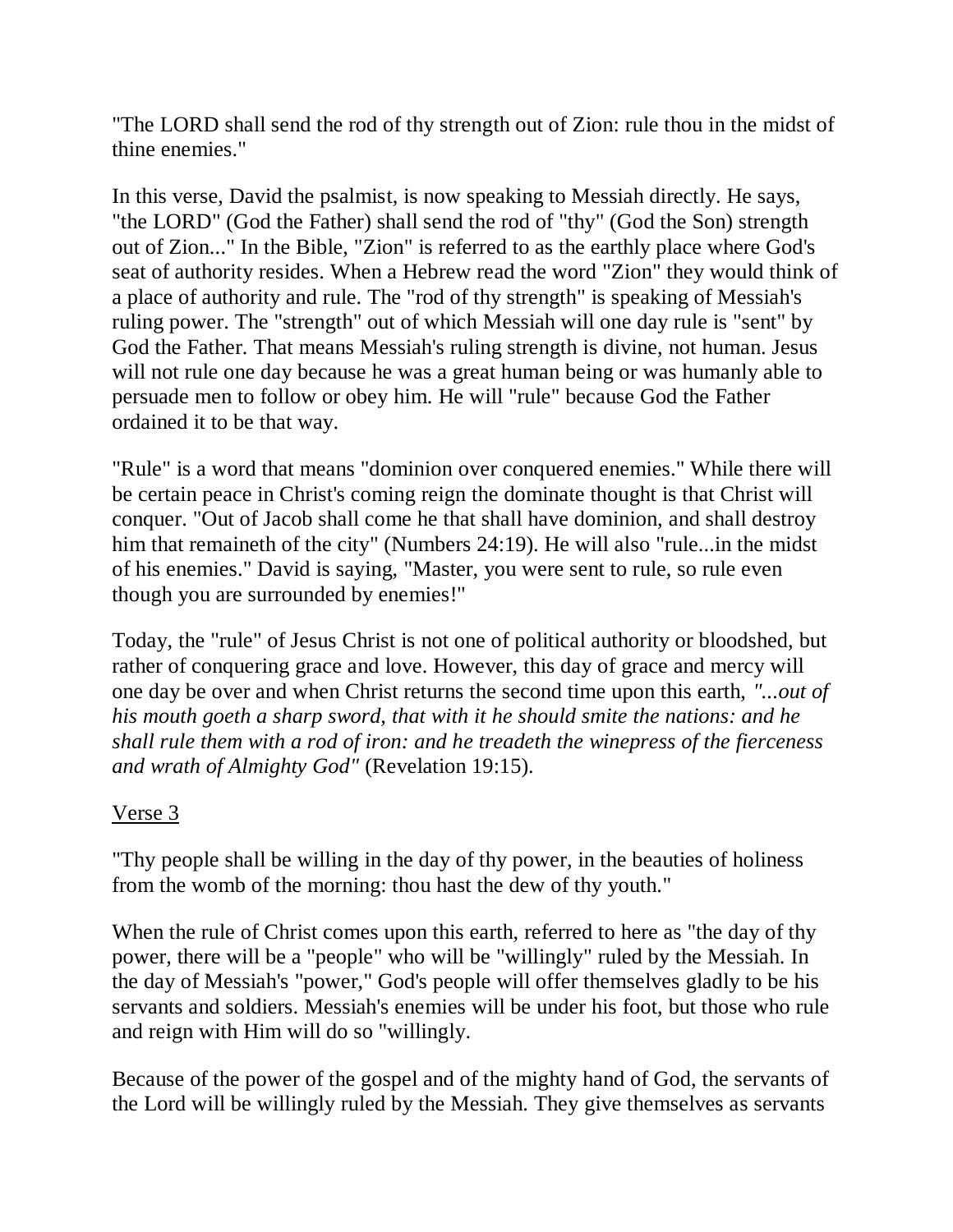"The LORD shall send the rod of thy strength out of Zion: rule thou in the midst of thine enemies."

In this verse, David the psalmist, is now speaking to Messiah directly. He says, "the LORD" (God the Father) shall send the rod of "thy" (God the Son) strength out of Zion..." In the Bible, "Zion" is referred to as the earthly place where God's seat of authority resides. When a Hebrew read the word "Zion" they would think of a place of authority and rule. The "rod of thy strength" is speaking of Messiah's ruling power. The "strength" out of which Messiah will one day rule is "sent" by God the Father. That means Messiah's ruling strength is divine, not human. Jesus will not rule one day because he was a great human being or was humanly able to persuade men to follow or obey him. He will "rule" because God the Father ordained it to be that way.

"Rule" is a word that means "dominion over conquered enemies." While there will be certain peace in Christ's coming reign the dominate thought is that Christ will conquer. "Out of Jacob shall come he that shall have dominion, and shall destroy him that remaineth of the city" (Numbers 24:19). He will also "rule...in the midst of his enemies." David is saying, "Master, you were sent to rule, so rule even though you are surrounded by enemies!"

Today, the "rule" of Jesus Christ is not one of political authority or bloodshed, but rather of conquering grace and love. However, this day of grace and mercy will one day be over and when Christ returns the second time upon this earth, *"...out of his mouth goeth a sharp sword, that with it he should smite the nations: and he shall rule them with a rod of iron: and he treadeth the winepress of the fierceness and wrath of Almighty God"* (Revelation 19:15).

<u>Verse 3</u>

"Thy people shall be willing in the day of thy power, in the beauties of holiness from the womb of the morning: thou hast the dew of thy youth."

When the rule of Christ comes upon this earth, referred to here as "the day of thy power, there will be a "people" who will be "willingly" ruled by the Messiah. In the day of Messiah's "power," God's people will offer themselves gladly to be his servants and soldiers. Messiah's enemies will be under his foot, but those who rule and reign with Him will do so "willingly.

Because of the power of the gospel and of the mighty hand of God, the servants of the Lord will be willingly ruled by the Messiah. They give themselves as servants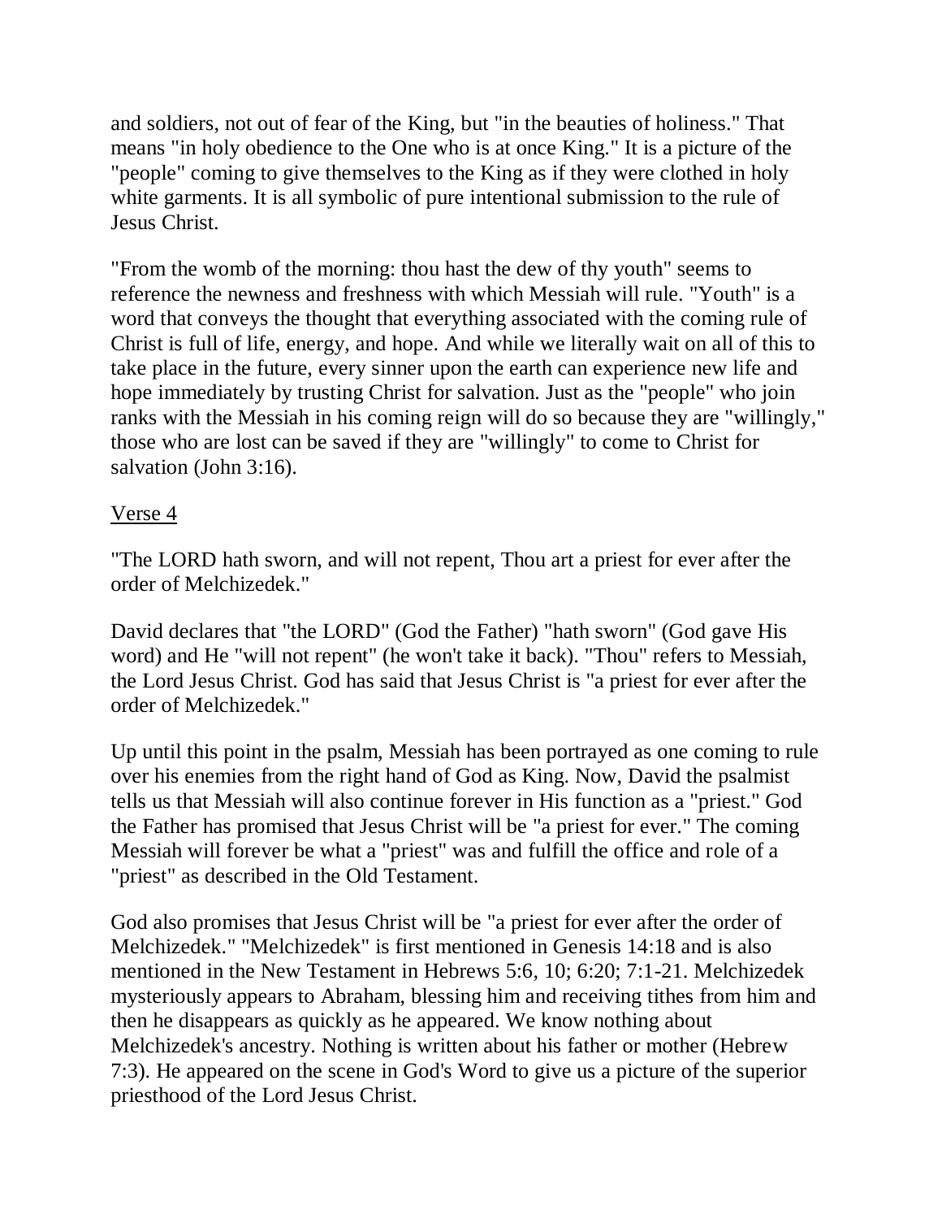and soldiers, not out of fear of the King, but "in the beauties of holiness." That means "in holy obedience to the One who is at once King." It is a picture of the "people" coming to give themselves to the King as if they were clothed in holy white garments. It is all symbolic of pure intentional submission to the rule of Jesus Christ.

"From the womb of the morning: thou hast the dew of thy youth" seems to reference the newness and freshness with which Messiah will rule. "Youth" is a word that conveys the thought that everything associated with the coming rule of Christ is full of life, energy, and hope. And while we literally wait on all of this to take place in the future, every sinner upon the earth can experience new life and hope immediately by trusting Christ for salvation. Just as the "people" who join ranks with the Messiah in his coming reign will do so because they are "willingly," those who are lost can be saved if they are "willingly" to come to Christ for salvation (John 3:16).

<u>Verse 4</u>

"The LORD hath sworn, and will not repent, Thou art a priest for ever after the order of Melchizedek."

David declares that "the LORD" (God the Father) "hath sworn" (God gave His word) and He "will not repent" (he won't take it back). "Thou" refers to Messiah, the Lord Jesus Christ. God has said that Jesus Christ is "a priest for ever after the order of Melchizedek."

Up until this point in the psalm, Messiah has been portrayed as one coming to rule over his enemies from the right hand of God as King. Now, David the psalmist tells us that Messiah will also continue forever in His function as a "priest." God the Father has promised that Jesus Christ will be "a priest for ever." The coming Messiah will forever be what a "priest" was and fulfill the office and role of a "priest" as described in the Old Testament.

God also promises that Jesus Christ will be "a priest for ever after the order of Melchizedek." "Melchizedek" is first mentioned in Genesis 14:18 and is also mentioned in the New Testament in Hebrews 5:6, 10; 6:20; 7:1-21. Melchizedek mysteriously appears to Abraham, blessing him and receiving tithes from him and then he disappears as quickly as he appeared. We know nothing about Melchizedek's ancestry. Nothing is written about his father or mother (Hebrew 7:3). He appeared on the scene in God's Word to give us a picture of the superior priesthood of the Lord Jesus Christ.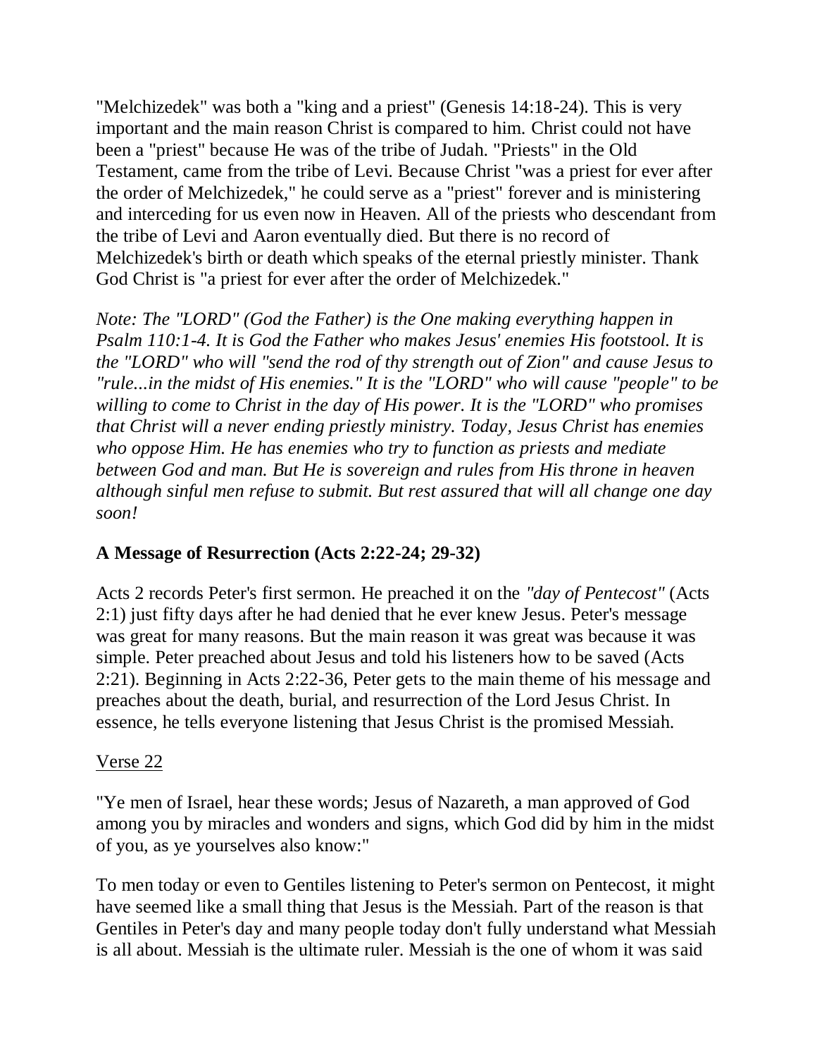"Melchizedek" was both a "king and a priest" (Genesis 14:18-24). This is very important and the main reason Christ is compared to him. Christ could not have been a "priest" because He was of the tribe of Judah. "Priests" in the Old Testament, came from the tribe of Levi. Because Christ "was a priest for ever after the order of Melchizedek," he could serve as a "priest" forever and is ministering and interceding for us even now in Heaven. All of the priests who descendant from the tribe of Levi and Aaron eventually died. But there is no record of Melchizedek's birth or death which speaks of the eternal priestly minister. Thank God Christ is "a priest for ever after the order of Melchizedek."

*Note: The "LORD" (God the Father) is the One making everything happen in Psalm 110:1-4. It is God the Father who makes Jesus' enemies His footstool. It is the "LORD" who will "send the rod of thy strength out of Zion" and cause Jesus to "rule...in the midst of His enemies." It is the "LORD" who will cause "people" to be willing to come to Christ in the day of His power. It is the "LORD" who promises that Christ will a never ending priestly ministry. Today, Jesus Christ has enemies who oppose Him. He has enemies who try to function as priests and mediate between God and man. But He is sovereign and rules from His throne in heaven although sinful men refuse to submit. But rest assured that will all change one day soon!*

## A Message of Resurrection (Acts 2:22-24; 29-32)

Acts 2 records Peter's first sermon. He preached it on the *"day of Pentecost"* (Acts 2:1) just fifty days after he had denied that he ever knew Jesus. Peter's message was great for many reasons. But the main reason it was great was because it was simple. Peter preached about Jesus and told his listeners how to be saved (Acts 2:21). Beginning in Acts 2:22-36, Peter gets to the main theme of his message and preaches about the death, burial, and resurrection of the Lord Jesus Christ. In essence, he tells everyone listening that Jesus Christ is the promised Messiah.

<u>Verse 22</u>

"Ye men of Israel, hear these words; Jesus of Nazareth, a man approved of God among you by miracles and wonders and signs, which God did by him in the midst of you, as ye yourselves also know:"

To men today or even to Gentiles listening to Peter's sermon on Pentecost, it might have seemed like a small thing that Jesus is the Messiah. Part of the reason is that Gentiles in Peter's day and many people today don't fully understand what Messiah is all about. Messiah is the ultimate ruler. Messiah is the one of whom it was said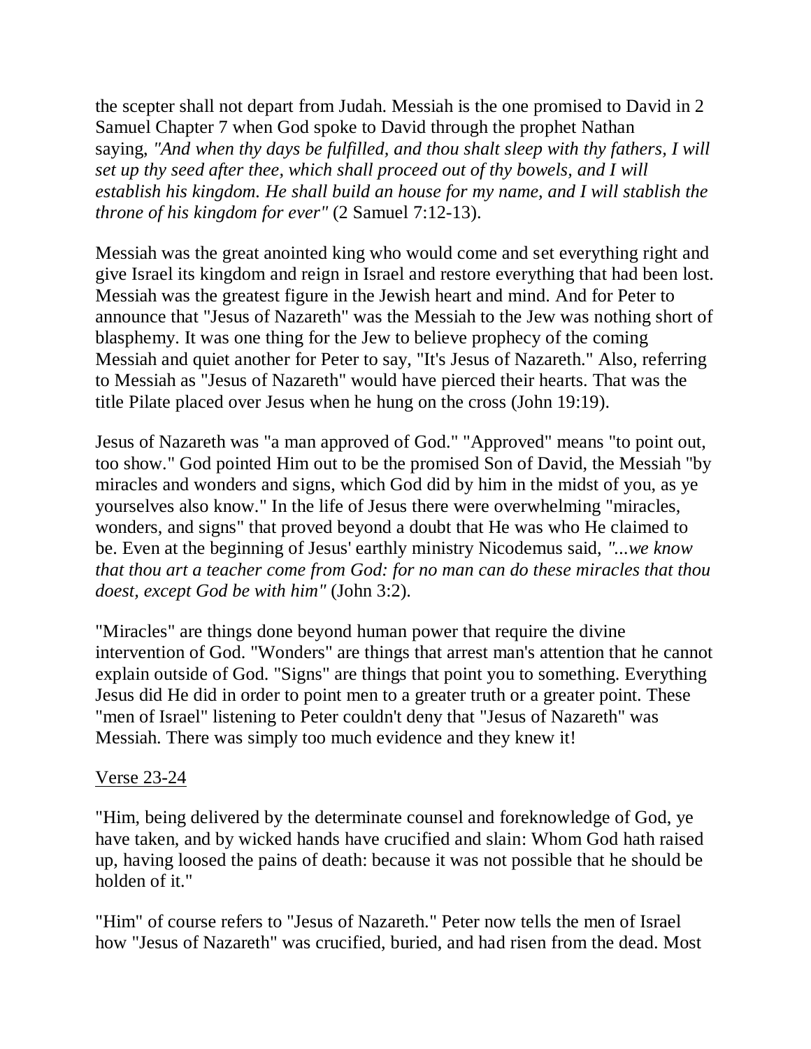the scepter shall not depart from Judah. Messiah is the one promised to David in 2 Samuel Chapter 7 when God spoke to David through the prophet Nathan saying, *"And when thy days be fulfilled, and thou shalt sleep with thy fathers, I will set up thy seed after thee, which shall proceed out of thy bowels, and I will establish his kingdom. He shall build an house for my name, and I will stablish the throne of his kingdom for ever"* (2 Samuel 7:12-13).

Messiah was the great anointed king who would come and set everything right and give Israel its kingdom and reign in Israel and restore everything that had been lost. Messiah was the greatest figure in the Jewish heart and mind. And for Peter to announce that "Jesus of Nazareth" was the Messiah to the Jew was nothing short of blasphemy. It was one thing for the Jew to believe prophecy of the coming Messiah and quiet another for Peter to say, "It's Jesus of Nazareth." Also, referring to Messiah as "Jesus of Nazareth" would have pierced their hearts. That was the title Pilate placed over Jesus when he hung on the cross (John 19:19).

Jesus of Nazareth was "a man approved of God." "Approved" means "to point out, too show." God pointed Him out to be the promised Son of David, the Messiah "by miracles and wonders and signs, which God did by him in the midst of you, as ye yourselves also know." In the life of Jesus there were overwhelming "miracles, wonders, and signs" that proved beyond a doubt that He was who He claimed to be. Even at the beginning of Jesus' earthly ministry Nicodemus said, *"...we know that thou art a teacher come from God: for no man can do these miracles that thou doest, except God be with him"* (John 3:2).

"Miracles" are things done beyond human power that require the divine intervention of God. "Wonders" are things that arrest man's attention that he cannot explain outside of God. "Signs" are things that point you to something. Everything Jesus did He did in order to point men to a greater truth or a greater point. These "men of Israel" listening to Peter couldn't deny that "Jesus of Nazareth" was Messiah. There was simply too much evidence and they knew it!

<u>Verse 23-24</u>

"Him, being delivered by the determinate counsel and foreknowledge of God, ye have taken, and by wicked hands have crucified and slain: Whom God hath raised up, having loosed the pains of death: because it was not possible that he should be holden of it."

"Him" of course refers to "Jesus of Nazareth." Peter now tells the men of Israel how "Jesus of Nazareth" was crucified, buried, and had risen from the dead. Most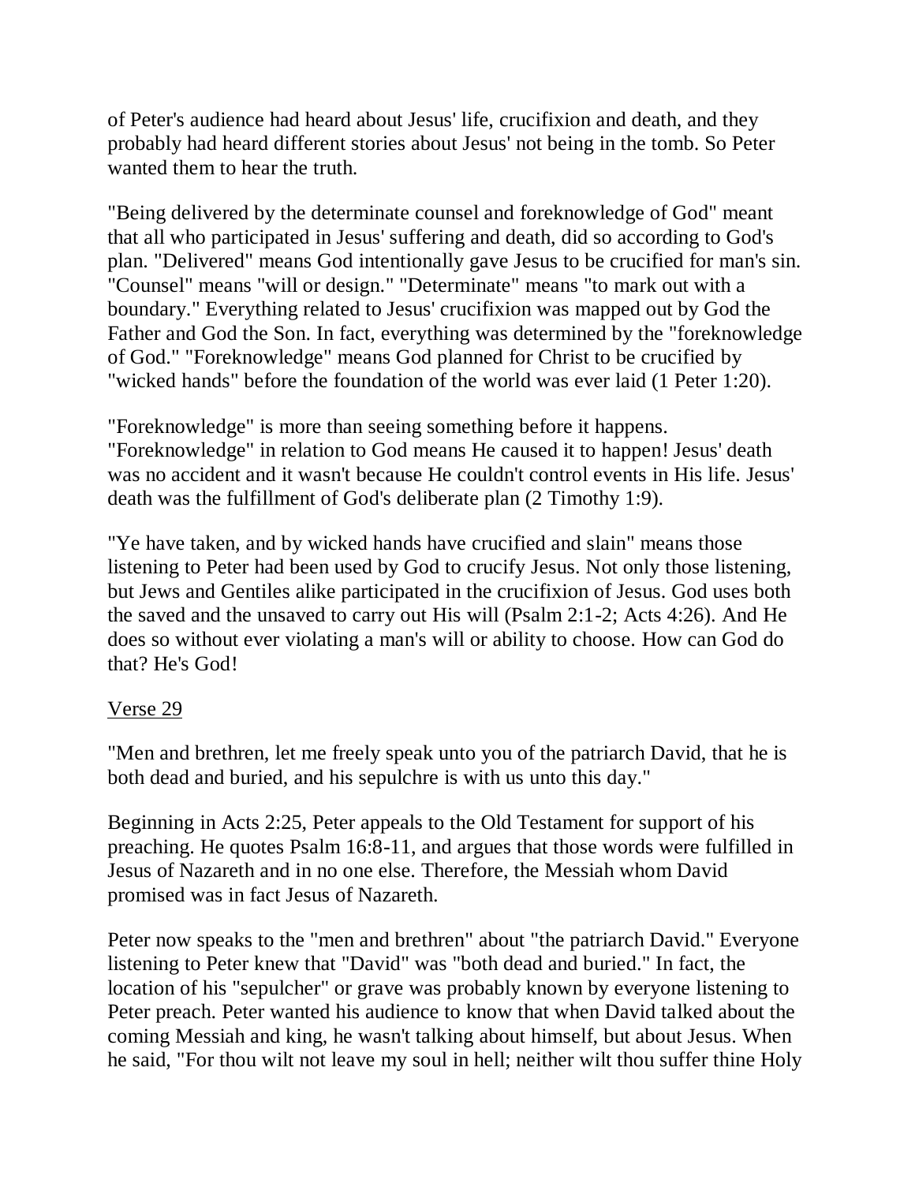of Peter's audience had heard about Jesus' life, crucifixion and death, and they probably had heard different stories about Jesus' not being in the tomb. So Peter wanted them to hear the truth.

"Being delivered by the determinate counsel and foreknowledge of God" meant that all who participated in Jesus' suffering and death, did so according to God's plan. "Delivered" means God intentionally gave Jesus to be crucified for man's sin. "Counsel" means "will or design." "Determinate" means "to mark out with a boundary." Everything related to Jesus' crucifixion was mapped out by God the Father and God the Son. In fact, everything was determined by the "foreknowledge of God." "Foreknowledge" means God planned for Christ to be crucified by "wicked hands" before the foundation of the world was ever laid (1 Peter 1:20).

"Foreknowledge" is more than seeing something before it happens. "Foreknowledge" in relation to God means He caused it to happen! Jesus' death was no accident and it wasn't because He couldn't control events in His life. Jesus' death was the fulfillment of God's deliberate plan (2 Timothy 1:9).

"Ye have taken, and by wicked hands have crucified and slain" means those listening to Peter had been used by God to crucify Jesus. Not only those listening, but Jews and Gentiles alike participated in the crucifixion of Jesus. God uses both the saved and the unsaved to carry out His will (Psalm 2:1-2; Acts 4:26). And He does so without ever violating a man's will or ability to choose. How can God do that? He's God!

Verse 29

"Men and brethren, let me freely speak unto you of the patriarch David, that he is both dead and buried, and his sepulchre is with us unto this day."

Beginning in Acts 2:25, Peter appeals to the Old Testament for support of his preaching. He quotes Psalm 16:8-11, and argues that those words were fulfilled in Jesus of Nazareth and in no one else. Therefore, the Messiah whom David promised was in fact Jesus of Nazareth.

Peter now speaks to the "men and brethren" about "the patriarch David." Everyone listening to Peter knew that "David" was "both dead and buried." In fact, the location of his "sepulcher" or grave was probably known by everyone listening to Peter preach. Peter wanted his audience to know that when David talked about the coming Messiah and king, he wasn't talking about himself, but about Jesus. When he said, "For thou wilt not leave my soul in hell; neither wilt thou suffer thine Holy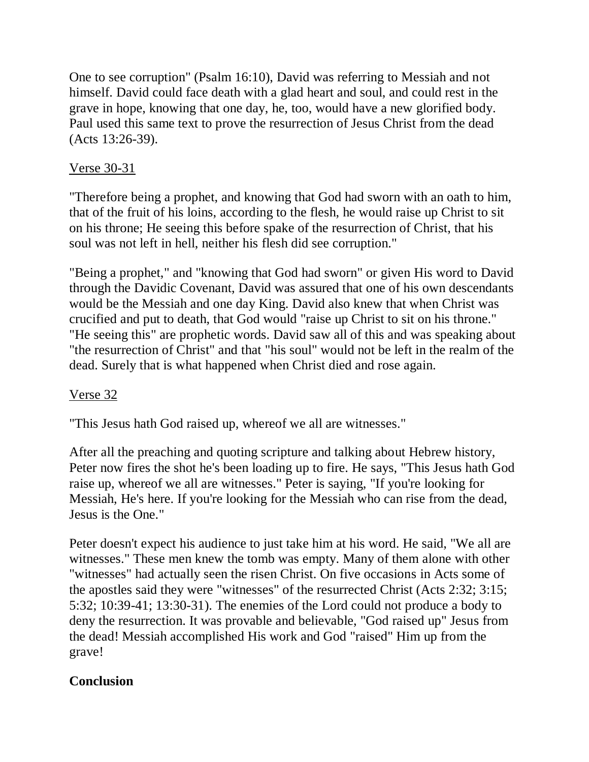One to see corruption" (Psalm 16:10), David was referring to Messiah and not himself. David could face death with a glad heart and soul, and could rest in the grave in hope, knowing that one day, he, too, would have a new glorified body. Paul used this same text to prove the resurrection of Jesus Christ from the dead (Acts 13:26-39).

<u>Verse 30-31</u>

"Therefore being a prophet, and knowing that God had sworn with an oath to him, that of the fruit of his loins, according to the flesh, he would raise up Christ to sit on his throne; He seeing this before spake of the resurrection of Christ, that his soul was not left in hell, neither his flesh did see corruption."

"Being a prophet," and "knowing that God had sworn" or given His word to David through the Davidic Covenant, David was assured that one of his own descendants would be the Messiah and one day King. David also knew that when Christ was crucified and put to death, that God would "raise up Christ to sit on his throne." "He seeing this" are prophetic words. David saw all of this and was speaking about "the resurrection of Christ" and that "his soul" would not be left in the realm of the dead. Surely that is what happened when Christ died and rose again.

<u>Verse 32</u>

"This Jesus hath God raised up, whereof we all are witnesses."

After all the preaching and quoting scripture and talking about Hebrew history, Peter now fires the shot he's been loading up to fire. He says, "This Jesus hath God raise up, whereof we all are witnesses." Peter is saying, "If you're looking for Messiah, He's here. If you're looking for the Messiah who can rise from the dead, Jesus is the One."

Peter doesn't expect his audience to just take him at his word. He said, "We all are witnesses." These men knew the tomb was empty. Many of them alone with other "witnesses" had actually seen the risen Christ. On five occasions in Acts some of the apostles said they were "witnesses" of the resurrected Christ (Acts 2:32; 3:15; 5:32; 10:39-41; 13:30-31). The enemies of the Lord could not produce a body to deny the resurrection. It was provable and believable, "God raised up" Jesus from the dead! Messiah accomplished His work and God "raised" Him up from the grave!

**Conclusion**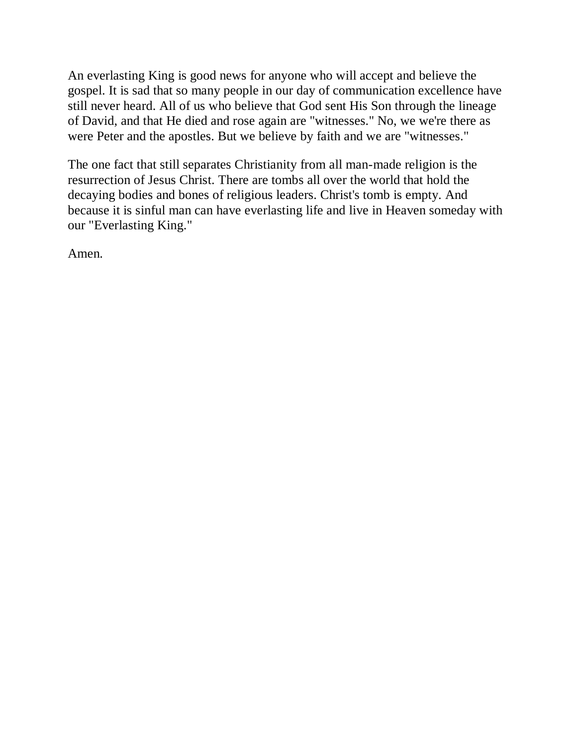An everlasting King is good news for anyone who will accept and believe the gospel. It is sad that so many people in our day of communication excellence have still never heard. All of us who believe that God sent His Son through the lineage of David, and that He died and rose again are "witnesses." No, we we're there as were Peter and the apostles. But we believe by faith and we are "witnesses."

The one fact that still separates Christianity from all man-made religion is the resurrection of Jesus Christ. There are tombs all over the world that hold the decaying bodies and bones of religious leaders. Christ's tomb is empty. And because it is sinful man can have everlasting life and live in Heaven someday with our "Everlasting King."

Amen.